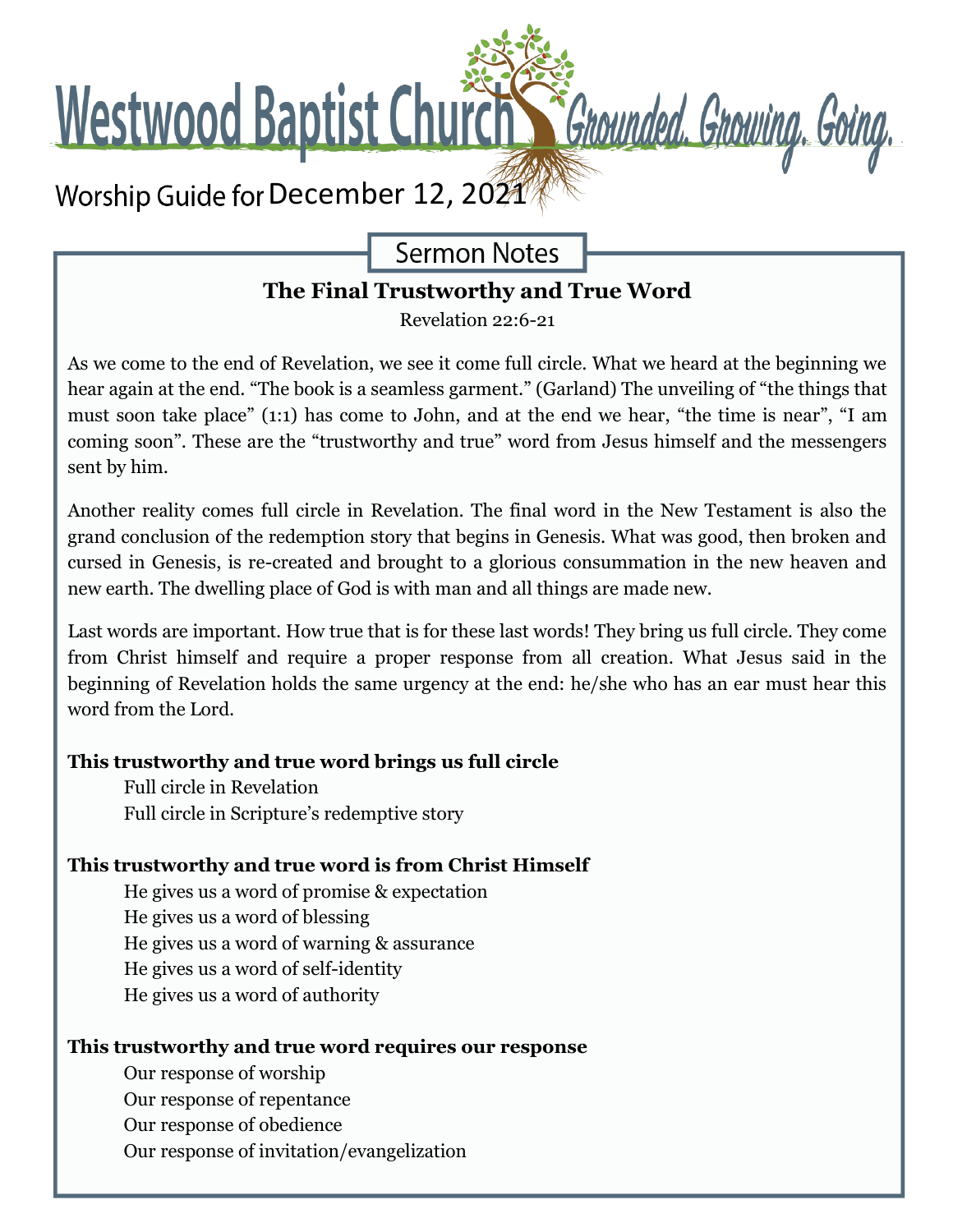# Westwood Baptist Church

*Grounded. Growing. Going.*

Worship Guide for December 12, 2021

## Sermon Notes

### The Final Trustworthy and True Word

Revelation 22:6-21

As we come to the end of Revelation, we see it come full circle. What we heard at the beginning we hear again at the end. "The book is a seamless garment." (Garland) The unveiling of "the things that must soon take place" (1:1) has come to John, and at the end we hear, "the time is near", "I am coming soon". These are the "trustworthy and true" word from Jesus himself and the messengers sent by him.

Another reality comes full circle in Revelation. The final word in the New Testament is also the grand conclusion of the redemption story that begins in Genesis. What was good, then broken and cursed in Genesis, is re-created and brought to a glorious consummation in the new heaven and new earth. The dwelling place of God is with man and all things are made new.

Last words are important. How true that is for these last words! They bring us full circle. They come from Christ himself and require a proper response from all creation. What Jesus said in the beginning of Revelation holds the same urgency at the end: he/she who has an ear must hear this word from the Lord.

**This trustworthy and true word brings us full circle**

- Full circle in Revelation
- Full circle in Scripture's redemptive story

**This trustworthy and true word is from Christ Himself**

- He gives us a word of promise & expectation
- He gives us a word of blessing
- He gives us a word of warning & assurance
- He gives us a word of self-identity
- He gives us a word of authority

**This trustworthy and true word requires our response**

- Our response of worship
- Our response of repentance
- Our response of obedience
- Our response of invitation/evangelization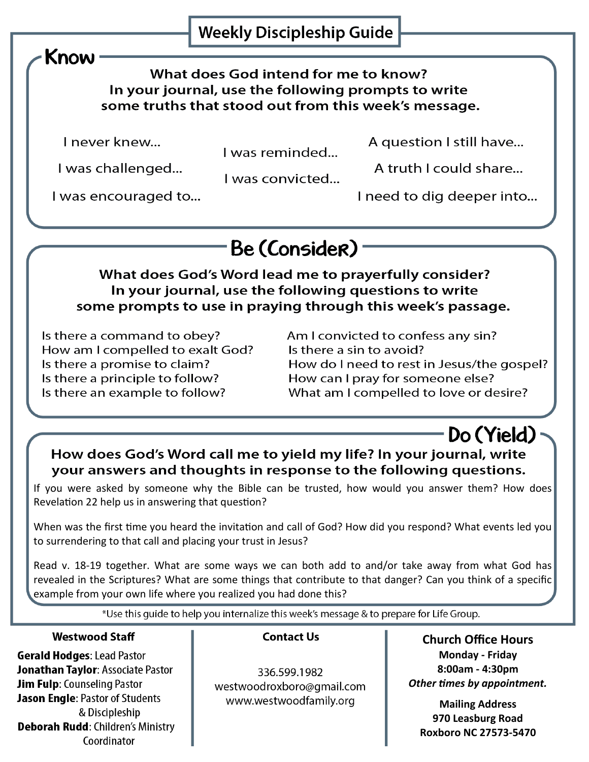# Weekly Discipleship Guide

## Know

**What does God intend for me to know?**
**In your journal, use the following prompts to write some truths that stood out from this week's message.**

- I never knew...
- I was challenged...
- I was encouraged to...
- I was reminded...
- I was convicted...
- A question I still have...
- A truth I could share...
- I need to dig deeper into...

## Be (Consider)

**What does God's Word lead me to prayerfully consider?**
**In your journal, use the following questions to write some prompts to use in praying through this week's passage.**

- Is there a command to obey?
- How am I compelled to exalt God?
- Is there a promise to claim?
- Is there a principle to follow?
- Is there an example to follow?
- Am I convicted to confess any sin?
- Is there a sin to avoid?
- How do I need to rest in Jesus/the gospel?
- How can I pray for someone else?
- What am I compelled to love or desire?

## Do (Yield)

**How does God's Word call me to yield my life? In your journal, write your answers and thoughts in response to the following questions.**

If you were asked by someone why the Bible can be trusted, how would you answer them? How does Revelation 22 help us in answering that question?

When was the first time you heard the invitation and call of God? How did you respond? What events led you to surrendering to that call and placing your trust in Jesus?

Read v. 18-19 together. What are some ways we can both add to and/or take away from what God has revealed in the Scriptures? What are some things that contribute to that danger? Can you think of a specific example from your own life where you realized you had done this?

*Use this guide to help you internalize this week's message & to prepare for Life Group.

### Westwood Staff

**Gerald Hodges**: Lead Pastor
**Jonathan Taylor**: Associate Pastor
**Jim Fulp**: Counseling Pastor
**Jason Engle**: Pastor of Students & Discipleship
**Deborah Rudd**: Children's Ministry Coordinator

### Contact Us

336.599.1982
westwoodroxboro@gmail.com
www.westwoodfamily.org

### Church Office Hours

**Monday - Friday**
**8:00am - 4:30pm**
***Other times by appointment.***

**Mailing Address**
**970 Leasburg Road**
**Roxboro NC 27573-5470**